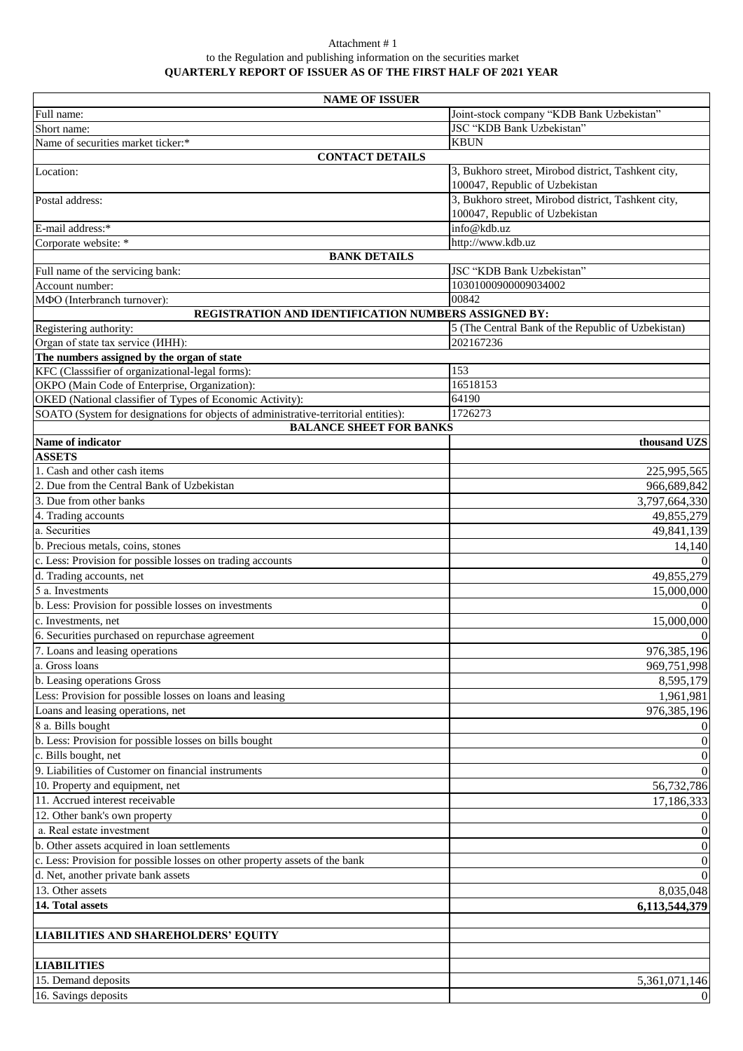Attachment # 1

to the Regulation and publishing information on the securities market

**QUARTERLY REPORT OF ISSUER AS OF THE FIRST HALF OF 2021 YEAR**

| **NAME OF ISSUER** | |
|---|---|
| Full name: | Joint-stock company "KDB Bank Uzbekistan" |
| Short name: | JSC "KDB Bank Uzbekistan" |
| Name of securities market ticker:* | KBUN |
| **CONTACT DETAILS** | |
| Location: | 3, Bukhoro street, Mirobod district, Tashkent city, 100047, Republic of Uzbekistan |
| Postal address: | 3, Bukhoro street, Mirobod district, Tashkent city, 100047, Republic of Uzbekistan |
| E-mail address:* | info@kdb.uz |
| Corporate website: * | http://www.kdb.uz |
| **BANK DETAILS** | |
| Full name of the servicing bank: | JSC "KDB Bank Uzbekistan" |
| Account number: | 10301000900009034002 |
| МФО (Interbranch turnover): | 00842 |
| **REGISTRATION AND IDENTIFICATION NUMBERS ASSIGNED BY:** | |
| Registering authority: | 5 (The Central Bank of the Republic of Uzbekistan) |
| Organ of state tax service (ИНН): | 202167236 |
| **The numbers assigned by the organ of state** | |
| KFC (Classsifier of organizational-legal forms): | 153 |
| OKPO (Main Code of Enterprise, Organization): | 16518153 |
| OKED (National classifier of Types of Economic Activity): | 64190 |
| SOATO (System for designations for objects of administrative-territorial entities): | 1726273 |
| **BALANCE SHEET FOR BANKS** | |
| **Name of indicator** | **thousand UZS** |
| **ASSETS** | |
| 1. Cash and other cash items | 225,995,565 |
| 2. Due from the Central Bank of Uzbekistan | 966,689,842 |
| 3. Due from other banks | 3,797,664,330 |
| 4. Trading accounts | 49,855,279 |
| a. Securities | 49,841,139 |
| b. Precious metals, coins, stones | 14,140 |
| c. Less: Provision for possible losses on trading accounts | 0 |
| d. Trading accounts, net | 49,855,279 |
| 5 a. Investments | 15,000,000 |
| b. Less: Provision for possible losses on investments | 0 |
| c. Investments, net | 15,000,000 |
| 6. Securities purchased on repurchase agreement | 0 |
| 7. Loans and leasing operations | 976,385,196 |
| a. Gross loans | 969,751,998 |
| b. Leasing operations Gross | 8,595,179 |
| Less: Provision for possible losses on loans and leasing | 1,961,981 |
| Loans and leasing operations, net | 976,385,196 |
| 8 a. Bills bought | 0 |
| b. Less: Provision for possible losses on bills bought | 0 |
| c. Bills bought, net | 0 |
| 9. Liabilities of Customer on financial instruments | 0 |
| 10. Property and equipment, net | 56,732,786 |
| 11. Accrued interest receivable | 17,186,333 |
| 12. Other bank's own property | 0 |
| a. Real estate investment | 0 |
| b. Other assets acquired in loan settlements | 0 |
| c. Less: Provision for possible losses on other property assets of the bank | 0 |
| d. Net, another private bank assets | 0 |
| 13. Other assets | 8,035,048 |
| **14. Total assets** | **6,113,544,379** |
| | |
| **LIABILITIES AND SHAREHOLDERS' EQUITY** | |
| | |
| **LIABILITIES** | |
| 15. Demand deposits | 5,361,071,146 |
| 16. Savings deposits | 0 |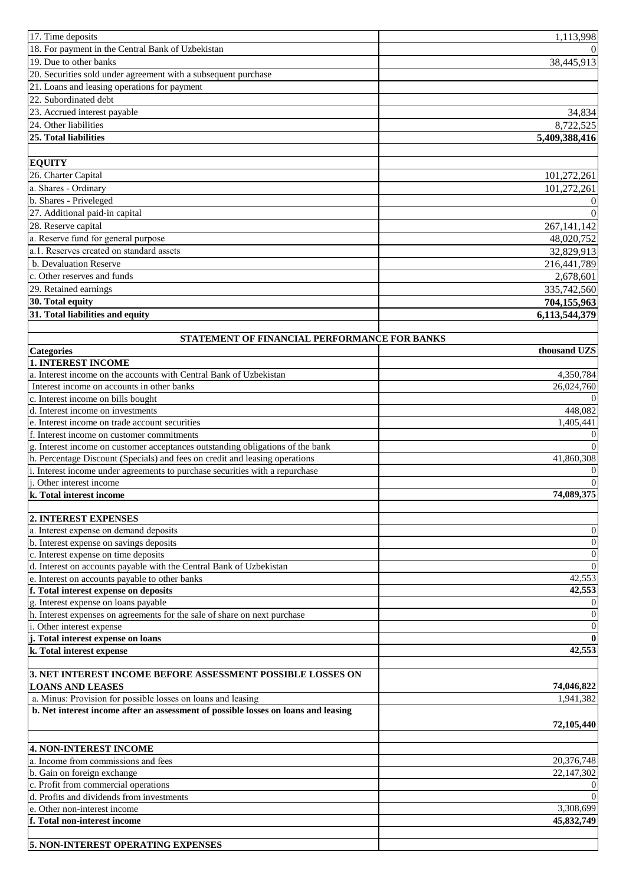| | |
|---|---|
| 17. Time deposits | 1,113,998 |
| 18. For payment in the Central Bank of Uzbekistan | 0 |
| 19. Due to other banks | 38,445,913 |
| 20. Securities sold under agreement with a subsequent purchase | |
| 21. Loans and leasing operations for payment | |
| 22. Subordinated debt | |
| 23. Accrued interest payable | 34,834 |
| 24. Other liabilities | 8,722,525 |
| **25. Total liabilities** | **5,409,388,416** |
| | |
| **EQUITY** | |
| 26. Charter Capital | 101,272,261 |
| a. Shares - Ordinary | 101,272,261 |
| b. Shares - Priveleged | 0 |
| 27. Additional paid-in capital | 0 |
| 28. Reserve capital | 267,141,142 |
| a. Reserve fund for general purpose | 48,020,752 |
| a.1. Reserves created on standard assets | 32,829,913 |
| b. Devaluation Reserve | 216,441,789 |
| c. Other reserves and funds | 2,678,601 |
| 29. Retained earnings | 335,742,560 |
| **30. Total equity** | **704,155,963** |
| **31. Total liabilities and equity** | **6,113,544,379** |

**STATEMENT OF FINANCIAL PERFORMANCE FOR BANKS**

| **Categories** | **thousand UZS** |
|---|---|
| **1. INTEREST INCOME** | |
| a. Interest income on the accounts with Central Bank of Uzbekistan | 4,350,784 |
| Interest income on accounts in other banks | 26,024,760 |
| c. Interest income on bills bought | 0 |
| d. Interest income on investments | 448,082 |
| e. Interest income on trade account securities | 1,405,441 |
| f. Interest income on customer commitments | 0 |
| g. Interest income on customer acceptances outstanding obligations of the bank | 0 |
| h. Percentage Discount (Specials) and fees on credit and leasing operations | 41,860,308 |
| i. Interest income under agreements to purchase securities with a repurchase | 0 |
| j. Other interest income | 0 |
| **k. Total interest income** | **74,089,375** |
| | |
| **2. INTEREST EXPENSES** | |
| a. Interest expense on demand deposits | 0 |
| b. Interest expense on savings deposits | 0 |
| c. Interest expense on time deposits | 0 |
| d. Interest on accounts payable with the Central Bank of Uzbekistan | 0 |
| e. Interest on accounts payable to other banks | 42,553 |
| **f. Total interest expense on deposits** | **42,553** |
| g. Interest expense on loans payable | 0 |
| h. Interest expenses on agreements for the sale of share on next purchase | 0 |
| i. Other interest expense | 0 |
| **j. Total interest expense on loans** | **0** |
| **k. Total interest expense** | **42,553** |
| | |
| **3. NET INTEREST INCOME BEFORE ASSESSMENT POSSIBLE LOSSES ON LOANS AND LEASES** | **74,046,822** |
| a. Minus: Provision for possible losses on loans and leasing | 1,941,382 |
| **b. Net interest income after an assessment of possible losses on loans and leasing** | **72,105,440** |
| | |
| **4. NON-INTEREST INCOME** | |
| a. Income from commissions and fees | 20,376,748 |
| b. Gain on foreign exchange | 22,147,302 |
| c. Profit from commercial operations | 0 |
| d. Profits and dividends from investments | 0 |
| e. Other non-interest income | 3,308,699 |
| **f. Total non-interest income** | **45,832,749** |
| | |
| **5. NON-INTEREST OPERATING EXPENSES** | |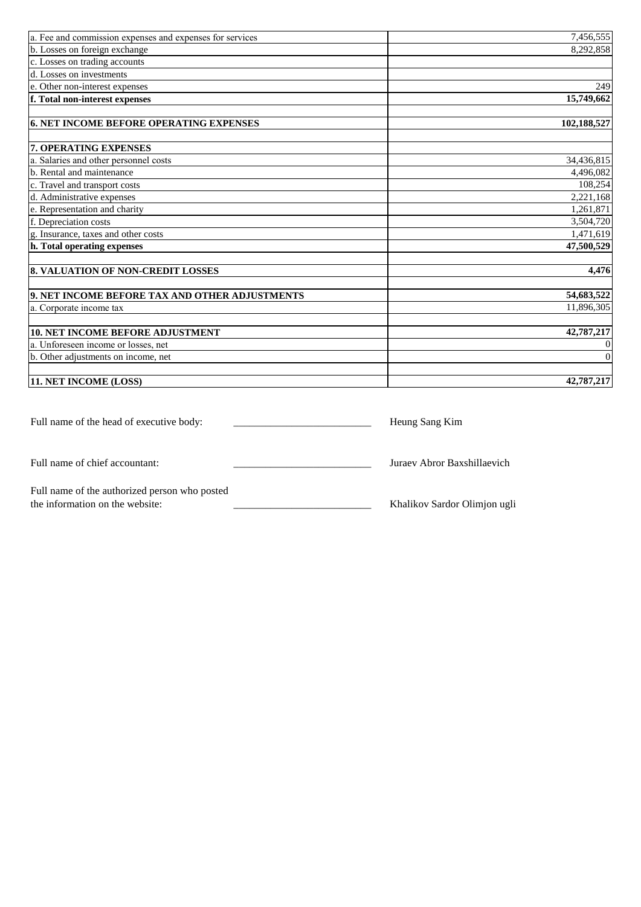| | |
|---|---|
| a. Fee and commission expenses and expenses for services | 7,456,555 |
| b. Losses on foreign exchange | 8,292,858 |
| c. Losses on trading accounts | |
| d. Losses on investments | |
| e. Other non-interest expenses | 249 |
| **f. Total non-interest expenses** | **15,749,662** |
| | |
| **6. NET INCOME BEFORE OPERATING EXPENSES** | **102,188,527** |
| | |
| **7. OPERATING EXPENSES** | |
| a. Salaries and other personnel costs | 34,436,815 |
| b. Rental and maintenance | 4,496,082 |
| c. Travel and transport costs | 108,254 |
| d. Administrative expenses | 2,221,168 |
| e. Representation and charity | 1,261,871 |
| f. Depreciation costs | 3,504,720 |
| g. Insurance, taxes and other costs | 1,471,619 |
| **h. Total operating expenses** | **47,500,529** |
| | |
| **8. VALUATION OF NON-CREDIT LOSSES** | **4,476** |
| | |
| **9. NET INCOME BEFORE TAX AND OTHER ADJUSTMENTS** | **54,683,522** |
| a. Corporate income tax | 11,896,305 |
| | |
| **10. NET INCOME BEFORE ADJUSTMENT** | **42,787,217** |
| a. Unforeseen income or losses, net | 0 |
| b. Other adjustments on income, net | 0 |
| | |
| **11. NET INCOME (LOSS)** | **42,787,217** |

Full name of the head of executive body: ___________________________ Heung Sang Kim

Full name of chief accountant: ___________________________ Juraev Abror Baxshillaevich

Full name of the authorized person who posted the information on the website: ___________________________ Khalikov Sardor Olimjon ugli